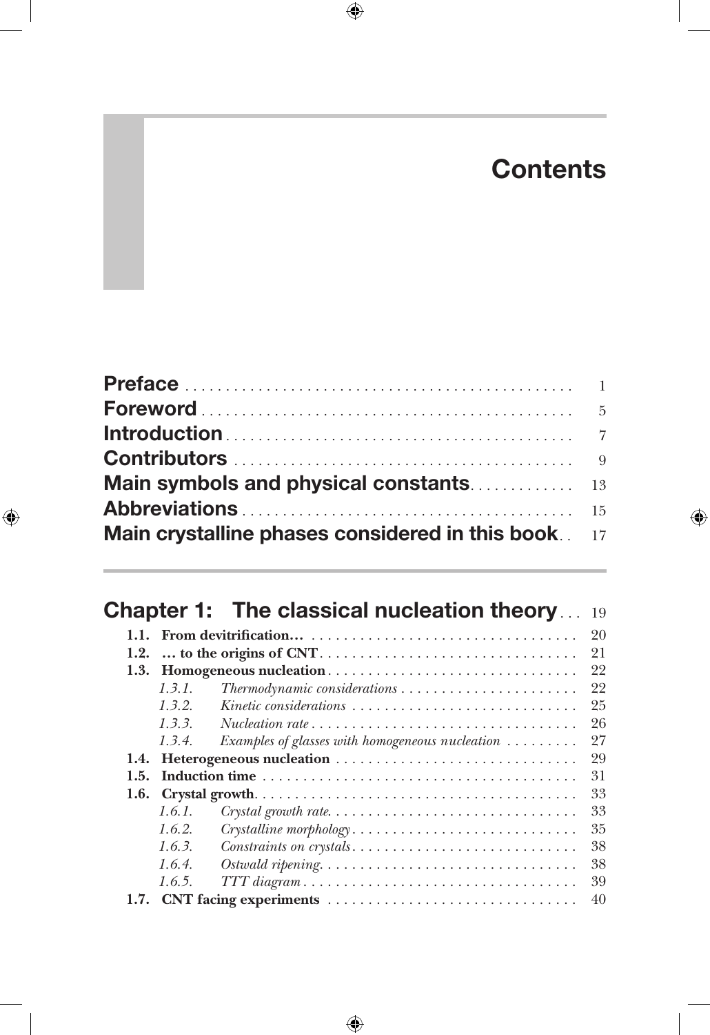# Contents

| | |
|---|---|
| **Preface** | 1 |
| **Foreword** | 5 |
| **Introduction** | 7 |
| **Contributors** | 9 |
| **Main symbols and physical constants** | 13 |
| **Abbreviations** | 15 |
| **Main crystalline phases considered in this book** | 17 |

## Chapter 1: The classical nucleation theory ... 19

| | | |
|---|---|---|
| **1.1.** | **From devitrification…** | 20 |
| **1.2.** | **… to the origins of CNT** | 21 |
| **1.3.** | **Homogeneous nucleation** | 22 |
| *1.3.1.* | *Thermodynamic considerations* | 22 |
| *1.3.2.* | *Kinetic considerations* | 25 |
| *1.3.3.* | *Nucleation rate* | 26 |
| *1.3.4.* | *Examples of glasses with homogeneous nucleation* | 27 |
| **1.4.** | **Heterogeneous nucleation** | 29 |
| **1.5.** | **Induction time** | 31 |
| **1.6.** | **Crystal growth** | 33 |
| *1.6.1.* | *Crystal growth rate* | 33 |
| *1.6.2.* | *Crystalline morphology* | 35 |
| *1.6.3.* | *Constraints on crystals* | 38 |
| *1.6.4.* | *Ostwald ripening* | 38 |
| *1.6.5.* | *TTT diagram* | 39 |
| **1.7.** | **CNT facing experiments** | 40 |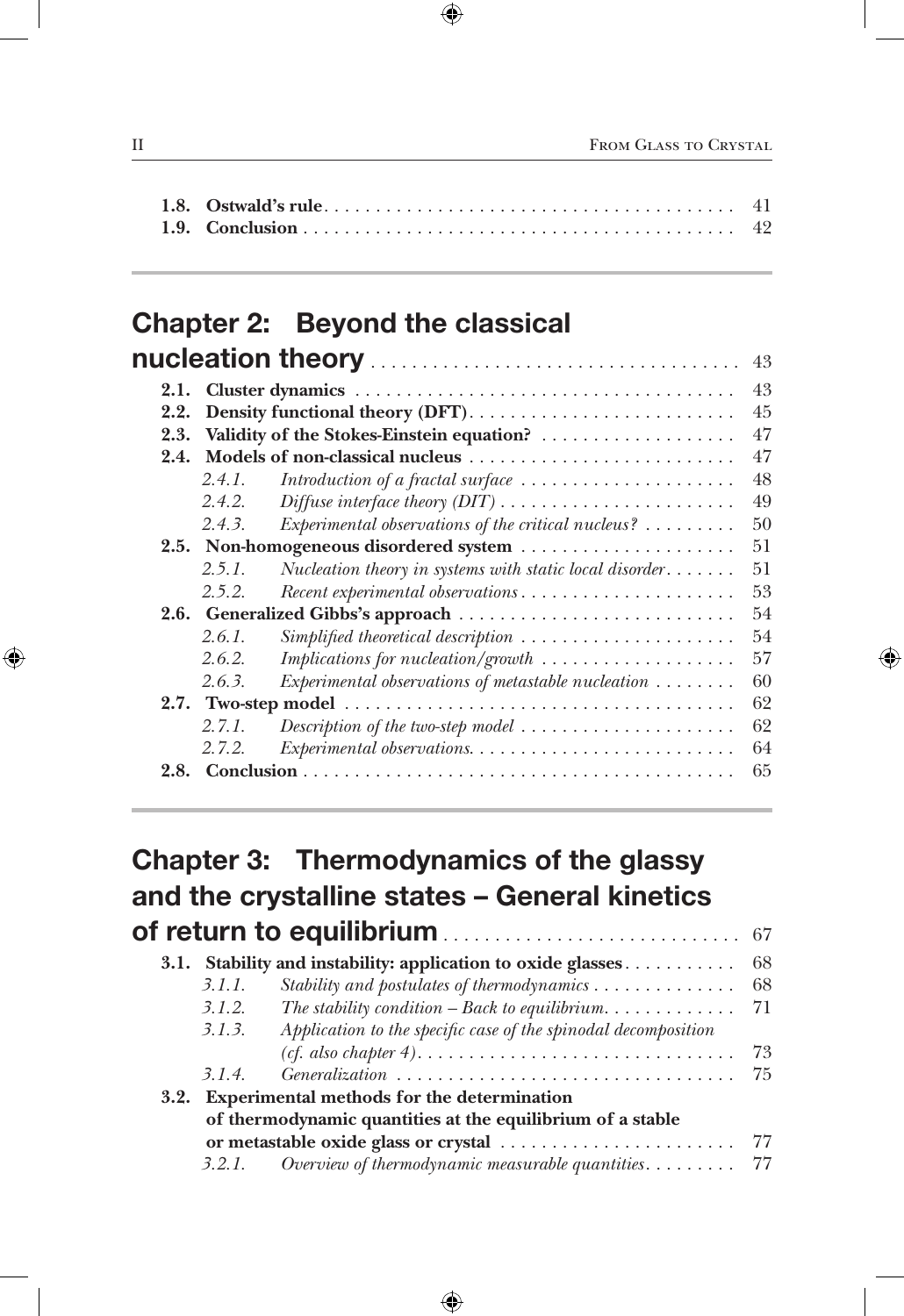**1.8. Ostwald's rule** . . . . . . . . . . . . . . . . . . . . . . . . . . . . . . . . . . . . . . . . 41
**1.9. Conclusion** . . . . . . . . . . . . . . . . . . . . . . . . . . . . . . . . . . . . . . . . . . 42

## Chapter 2: Beyond the classical nucleation theory . . . . . . . . . . . . . . . . . . . . . . . . . . . . 43

**2.1. Cluster dynamics** . . . . . . . . . . . . . . . . . . . . . . . . . . . . . . . . . . . . . 43
**2.2. Density functional theory (DFT)** . . . . . . . . . . . . . . . . . . . . . . . . . . 45
**2.3. Validity of the Stokes-Einstein equation?** . . . . . . . . . . . . . . . . . . . 47
**2.4. Models of non-classical nucleus** . . . . . . . . . . . . . . . . . . . . . . . . . . 47
*2.4.1. Introduction of a fractal surface* . . . . . . . . . . . . . . . . . . . . . 48
*2.4.2. Diffuse interface theory (DIT)* . . . . . . . . . . . . . . . . . . . . . . . 49
*2.4.3. Experimental observations of the critical nucleus?* . . . . . . . . . 50
**2.5. Non-homogeneous disordered system** . . . . . . . . . . . . . . . . . . . . . 51
*2.5.1. Nucleation theory in systems with static local disorder* . . . . . . . 51
*2.5.2. Recent experimental observations* . . . . . . . . . . . . . . . . . . . . . 53
**2.6. Generalized Gibbs's approach** . . . . . . . . . . . . . . . . . . . . . . . . . . . 54
*2.6.1. Simplified theoretical description* . . . . . . . . . . . . . . . . . . . . . 54
*2.6.2. Implications for nucleation/growth* . . . . . . . . . . . . . . . . . . . . 57
*2.6.3. Experimental observations of metastable nucleation* . . . . . . . . 60
**2.7. Two-step model** . . . . . . . . . . . . . . . . . . . . . . . . . . . . . . . . . . . . . . 62
*2.7.1. Description of the two-step model* . . . . . . . . . . . . . . . . . . . . . 62
*2.7.2. Experimental observations* . . . . . . . . . . . . . . . . . . . . . . . . . . 64
**2.8. Conclusion** . . . . . . . . . . . . . . . . . . . . . . . . . . . . . . . . . . . . . . . . . . 65

## Chapter 3: Thermodynamics of the glassy and the crystalline states – General kinetics of return to equilibrium . . . . . . . . . . . . . . . . . . . . . . . . . . . . 67

**3.1. Stability and instability: application to oxide glasses** . . . . . . . . . . . 68
*3.1.1. Stability and postulates of thermodynamics* . . . . . . . . . . . . . . 68
*3.1.2. The stability condition – Back to equilibrium* . . . . . . . . . . . . . 71
*3.1.3. Application to the specific case of the spinodal decomposition (cf. also chapter 4)* . . . . . . . . . . . . . . . . . . . . . . . . . . . . . . . 73
*3.1.4. Generalization* . . . . . . . . . . . . . . . . . . . . . . . . . . . . . . . . . . 75
**3.2. Experimental methods for the determination of thermodynamic quantities at the equilibrium of a stable or metastable oxide glass or crystal** . . . . . . . . . . . . . . . . . . . . . . . 77
*3.2.1. Overview of thermodynamic measurable quantities* . . . . . . . . . 77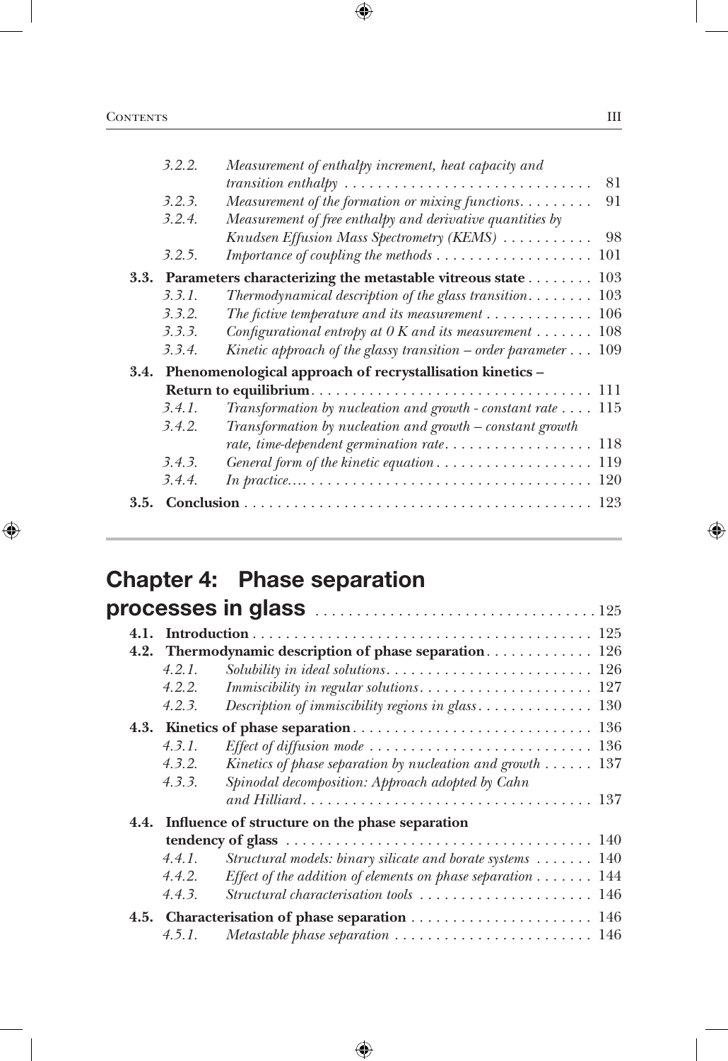| | | |
|---|---|---|
| *3.2.2.* | *Measurement of enthalpy increment, heat capacity and transition enthalpy* | 81 |
| *3.2.3.* | *Measurement of the formation or mixing functions* | 91 |
| *3.2.4.* | *Measurement of free enthalpy and derivative quantities by Knudsen Effusion Mass Spectrometry (KEMS)* | 98 |
| *3.2.5.* | *Importance of coupling the methods* | 101 |
| **3.3.** | **Parameters characterizing the metastable vitreous state** | 103 |
| *3.3.1.* | *Thermodynamical description of the glass transition* | 103 |
| *3.3.2.* | *The fictive temperature and its measurement* | 106 |
| *3.3.3.* | *Configurational entropy at 0 K and its measurement* | 108 |
| *3.3.4.* | *Kinetic approach of the glassy transition – order parameter* | 109 |
| **3.4.** | **Phenomenological approach of recrystallisation kinetics – Return to equilibrium** | 111 |
| *3.4.1.* | *Transformation by nucleation and growth - constant rate* | 115 |
| *3.4.2.* | *Transformation by nucleation and growth – constant growth rate, time-dependent germination rate* | 118 |
| *3.4.3.* | *General form of the kinetic equation* | 119 |
| *3.4.4.* | *In practice…* | 120 |
| **3.5.** | **Conclusion** | 123 |

## Chapter 4: Phase separation processes in glass ........ 125

| | | |
|---|---|---|
| **4.1.** | **Introduction** | 125 |
| **4.2.** | **Thermodynamic description of phase separation** | 126 |
| *4.2.1.* | *Solubility in ideal solutions* | 126 |
| *4.2.2.* | *Immiscibility in regular solutions* | 127 |
| *4.2.3.* | *Description of immiscibility regions in glass* | 130 |
| **4.3.** | **Kinetics of phase separation** | 136 |
| *4.3.1.* | *Effect of diffusion mode* | 136 |
| *4.3.2.* | *Kinetics of phase separation by nucleation and growth* | 137 |
| *4.3.3.* | *Spinodal decomposition: Approach adopted by Cahn and Hilliard* | 137 |
| **4.4.** | **Influence of structure on the phase separation tendency of glass** | 140 |
| *4.4.1.* | *Structural models: binary silicate and borate systems* | 140 |
| *4.4.2.* | *Effect of the addition of elements on phase separation* | 144 |
| *4.4.3.* | *Structural characterisation tools* | 146 |
| **4.5.** | **Characterisation of phase separation** | 146 |
| *4.5.1.* | *Metastable phase separation* | 146 |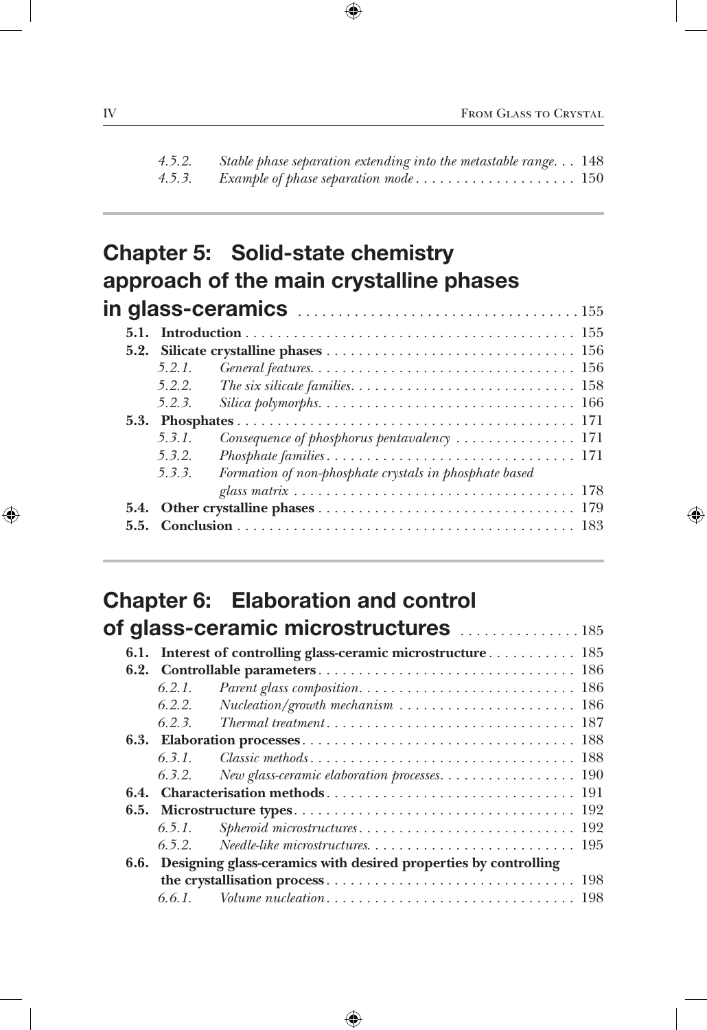*4.5.2. Stable phase separation extending into the metastable range. . . 148*
*4.5.3. Example of phase separation mode . . . . . . . . . . . . . . . . . . . . 150*

## Chapter 5: Solid-state chemistry approach of the main crystalline phases in glass-ceramics . . . . . . . . . . . . . . . . . . . . . . . . . . . . . . . . . . . 155

**5.1. Introduction** . . . . . . . . . . . . . . . . . . . . . . . . . . . . . . . . . . . . . . . . . 155
**5.2. Silicate crystalline phases** . . . . . . . . . . . . . . . . . . . . . . . . . . . . . . 156
*5.2.1. General features. . . . . . . . . . . . . . . . . . . . . . . . . . . . . . . . 156*
*5.2.2. The six silicate families. . . . . . . . . . . . . . . . . . . . . . . . . . . 158*
*5.2.3. Silica polymorphs. . . . . . . . . . . . . . . . . . . . . . . . . . . . . . . 166*
**5.3. Phosphates** . . . . . . . . . . . . . . . . . . . . . . . . . . . . . . . . . . . . . . . . . . 171
*5.3.1. Consequence of phosphorus pentavalency . . . . . . . . . . . . . . . 171*
*5.3.2. Phosphate families . . . . . . . . . . . . . . . . . . . . . . . . . . . . . . 171*
*5.3.3. Formation of non-phosphate crystals in phosphate based glass matrix . . . . . . . . . . . . . . . . . . . . . . . . . . . . . . . . . . 178*
**5.4. Other crystalline phases** . . . . . . . . . . . . . . . . . . . . . . . . . . . . . . . 179
**5.5. Conclusion** . . . . . . . . . . . . . . . . . . . . . . . . . . . . . . . . . . . . . . . . . . 183

## Chapter 6: Elaboration and control of glass-ceramic microstructures . . . . . . . . . . . . . . . 185

**6.1. Interest of controlling glass-ceramic microstructure** . . . . . . . . . . . 185
**6.2. Controllable parameters** . . . . . . . . . . . . . . . . . . . . . . . . . . . . . . . 186
*6.2.1. Parent glass composition. . . . . . . . . . . . . . . . . . . . . . . . . . . 186*
*6.2.2. Nucleation/growth mechanism . . . . . . . . . . . . . . . . . . . . . . 186*
*6.2.3. Thermal treatment . . . . . . . . . . . . . . . . . . . . . . . . . . . . . . . 187*
**6.3. Elaboration processes** . . . . . . . . . . . . . . . . . . . . . . . . . . . . . . . . . 188
*6.3.1. Classic methods . . . . . . . . . . . . . . . . . . . . . . . . . . . . . . . . . 188*
*6.3.2. New glass-ceramic elaboration processes. . . . . . . . . . . . . . . . . 190*
**6.4. Characterisation methods** . . . . . . . . . . . . . . . . . . . . . . . . . . . . . . 191
**6.5. Microstructure types** . . . . . . . . . . . . . . . . . . . . . . . . . . . . . . . . . . 192
*6.5.1. Spheroid microstructures . . . . . . . . . . . . . . . . . . . . . . . . . . . 192*
*6.5.2. Needle-like microstructures. . . . . . . . . . . . . . . . . . . . . . . . . . 195*
**6.6. Designing glass-ceramics with desired properties by controlling the crystallisation process** . . . . . . . . . . . . . . . . . . . . . . . . . . . . . . . 198
*6.6.1. Volume nucleation . . . . . . . . . . . . . . . . . . . . . . . . . . . . . . . 198*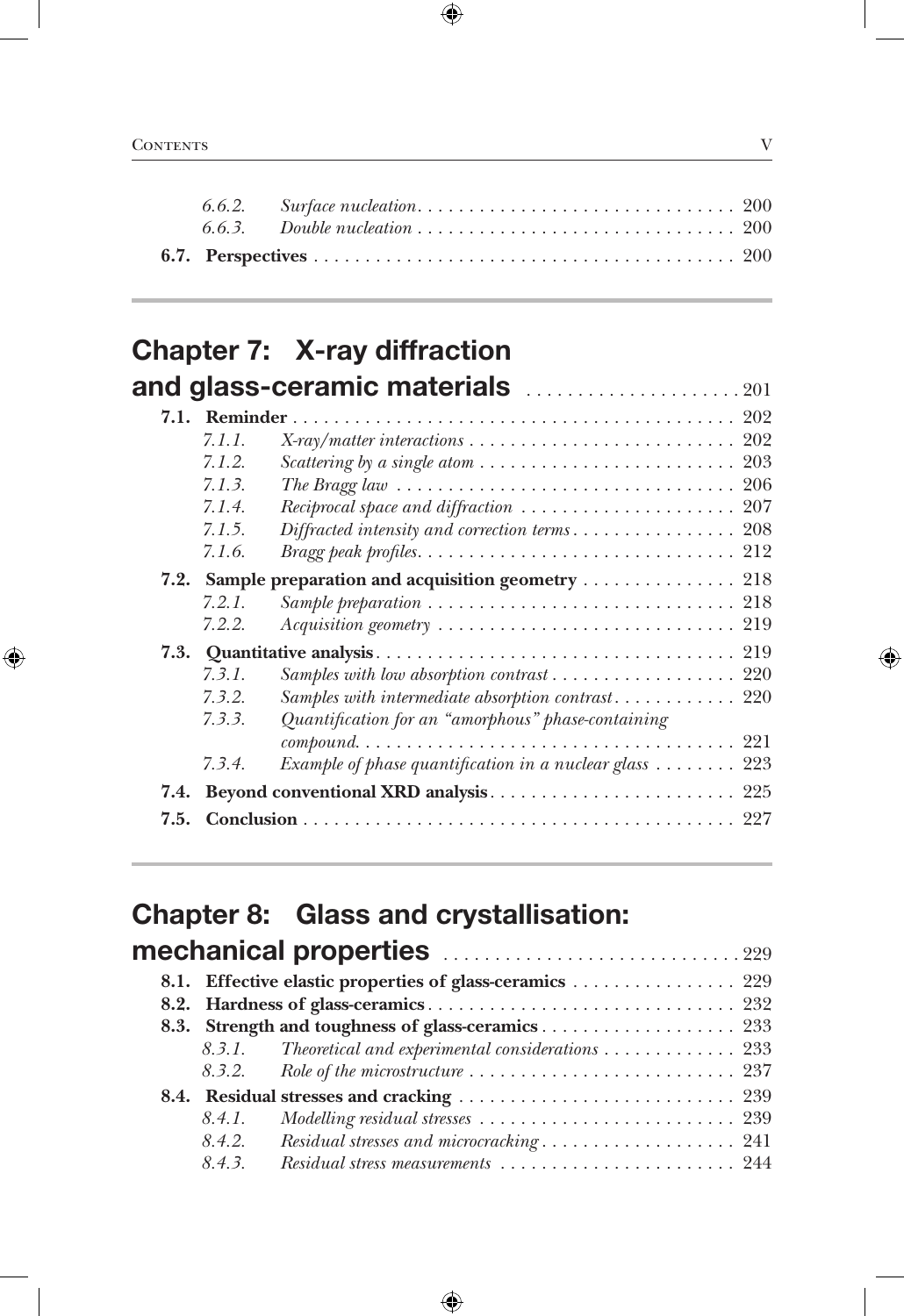| | | |
|---|---|---|
| *6.6.2.* | *Surface nucleation* | 200 |
| *6.6.3.* | *Double nucleation* | 200 |
| **6.7.** | **Perspectives** | 200 |

## Chapter 7: X-ray diffraction and glass-ceramic materials ........ 201

| | | |
|---|---|---|
| **7.1.** | **Reminder** | 202 |
| *7.1.1.* | *X-ray/matter interactions* | 202 |
| *7.1.2.* | *Scattering by a single atom* | 203 |
| *7.1.3.* | *The Bragg law* | 206 |
| *7.1.4.* | *Reciprocal space and diffraction* | 207 |
| *7.1.5.* | *Diffracted intensity and correction terms* | 208 |
| *7.1.6.* | *Bragg peak profiles* | 212 |
| **7.2.** | **Sample preparation and acquisition geometry** | 218 |
| *7.2.1.* | *Sample preparation* | 218 |
| *7.2.2.* | *Acquisition geometry* | 219 |
| **7.3.** | **Quantitative analysis** | 219 |
| *7.3.1.* | *Samples with low absorption contrast* | 220 |
| *7.3.2.* | *Samples with intermediate absorption contrast* | 220 |
| *7.3.3.* | *Quantification for an "amorphous" phase-containing compound* | 221 |
| *7.3.4.* | *Example of phase quantification in a nuclear glass* | 223 |
| **7.4.** | **Beyond conventional XRD analysis** | 225 |
| **7.5.** | **Conclusion** | 227 |

## Chapter 8: Glass and crystallisation: mechanical properties ........ 229

| | | |
|---|---|---|
| **8.1.** | **Effective elastic properties of glass-ceramics** | 229 |
| **8.2.** | **Hardness of glass-ceramics** | 232 |
| **8.3.** | **Strength and toughness of glass-ceramics** | 233 |
| *8.3.1.* | *Theoretical and experimental considerations* | 233 |
| *8.3.2.* | *Role of the microstructure* | 237 |
| **8.4.** | **Residual stresses and cracking** | 239 |
| *8.4.1.* | *Modelling residual stresses* | 239 |
| *8.4.2.* | *Residual stresses and microcracking* | 241 |
| *8.4.3.* | *Residual stress measurements* | 244 |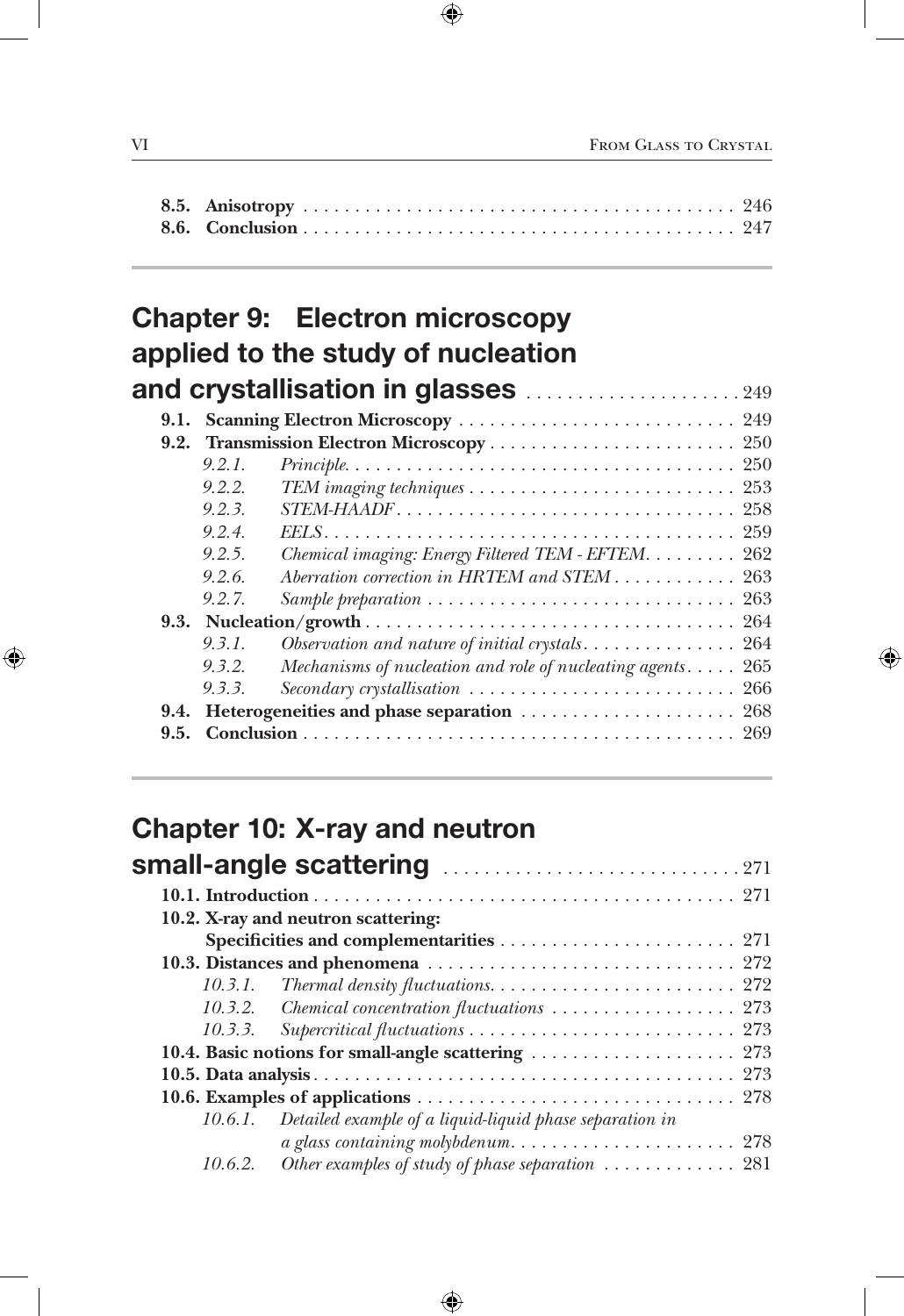**8.5. Anisotropy** . . . . . . . . . . . . . . . . . . . . . . . . . . . . . . . . . . . . . . . . . . 246
**8.6. Conclusion** . . . . . . . . . . . . . . . . . . . . . . . . . . . . . . . . . . . . . . . . . . 247

## Chapter 9: Electron microscopy applied to the study of nucleation and crystallisation in glasses . . . . . . . . . . . . . . . . . . . . 249

**9.1. Scanning Electron Microscopy** . . . . . . . . . . . . . . . . . . . . . . . . . . 249
**9.2. Transmission Electron Microscopy** . . . . . . . . . . . . . . . . . . . . . . . . 250
*9.2.1. Principle.* . . . . . . . . . . . . . . . . . . . . . . . . . . . . . . . . . . . . . . 250
*9.2.2. TEM imaging techniques* . . . . . . . . . . . . . . . . . . . . . . . . . . 253
*9.2.3. STEM-HAADF* . . . . . . . . . . . . . . . . . . . . . . . . . . . . . . . . . 258
*9.2.4. EELS* . . . . . . . . . . . . . . . . . . . . . . . . . . . . . . . . . . . . . . . . 259
*9.2.5. Chemical imaging: Energy Filtered TEM - EFTEM* . . . . . . . . . 262
*9.2.6. Aberration correction in HRTEM and STEM* . . . . . . . . . . . . 263
*9.2.7. Sample preparation* . . . . . . . . . . . . . . . . . . . . . . . . . . . . . . 263
**9.3. Nucleation/growth** . . . . . . . . . . . . . . . . . . . . . . . . . . . . . . . . . . . . 264
*9.3.1. Observation and nature of initial crystals* . . . . . . . . . . . . . . . 264
*9.3.2. Mechanisms of nucleation and role of nucleating agents* . . . . . 265
*9.3.3. Secondary crystallisation* . . . . . . . . . . . . . . . . . . . . . . . . . . 266
**9.4. Heterogeneities and phase separation** . . . . . . . . . . . . . . . . . . . . . 268
**9.5. Conclusion** . . . . . . . . . . . . . . . . . . . . . . . . . . . . . . . . . . . . . . . . . . 269

## Chapter 10: X-ray and neutron small-angle scattering . . . . . . . . . . . . . . . . . . . . . . . . . . . . 271

**10.1. Introduction** . . . . . . . . . . . . . . . . . . . . . . . . . . . . . . . . . . . . . . . . . 271
**10.2. X-ray and neutron scattering: Specificities and complementarities** . . . . . . . . . . . . . . . . . . . . . . . 271
**10.3. Distances and phenomena** . . . . . . . . . . . . . . . . . . . . . . . . . . . . . . 272
*10.3.1. Thermal density fluctuations.* . . . . . . . . . . . . . . . . . . . . . . . . 272
*10.3.2. Chemical concentration fluctuations* . . . . . . . . . . . . . . . . . . 273
*10.3.3. Supercritical fluctuations* . . . . . . . . . . . . . . . . . . . . . . . . . . 273
**10.4. Basic notions for small-angle scattering** . . . . . . . . . . . . . . . . . . . . 273
**10.5. Data analysis** . . . . . . . . . . . . . . . . . . . . . . . . . . . . . . . . . . . . . . . . . 273
**10.6. Examples of applications** . . . . . . . . . . . . . . . . . . . . . . . . . . . . . . . 278
*10.6.1. Detailed example of a liquid-liquid phase separation in a glass containing molybdenum.* . . . . . . . . . . . . . . . . . . . . . . 278
*10.6.2. Other examples of study of phase separation* . . . . . . . . . . . . . 281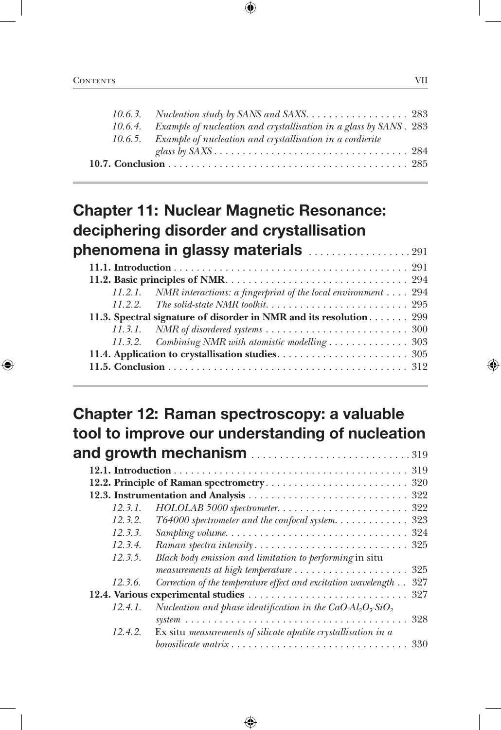*10.6.3. Nucleation study by SANS and SAXS* . . . . . . . . . . . . . . . . . . 283
*10.6.4. Example of nucleation and crystallisation in a glass by SANS* . 283
*10.6.5. Example of nucleation and crystallisation in a cordierite glass by SAXS* . . . . . . . . . . . . . . . . . . . . . . . . . . . . . . . . . . 284
**10.7. Conclusion** . . . . . . . . . . . . . . . . . . . . . . . . . . . . . . . . . . . . . . . . . . 285

## Chapter 11: Nuclear Magnetic Resonance: deciphering disorder and crystallisation phenomena in glassy materials . . . . . . . . . . . . . . . . . 291

**11.1. Introduction** . . . . . . . . . . . . . . . . . . . . . . . . . . . . . . . . . . . . . . . . . 291
**11.2. Basic principles of NMR** . . . . . . . . . . . . . . . . . . . . . . . . . . . . . . . 294
*11.2.1. NMR interactions: a fingerprint of the local environment* . . . . 294
*11.2.2. The solid-state NMR toolkit* . . . . . . . . . . . . . . . . . . . . . . . . . 295
**11.3. Spectral signature of disorder in NMR and its resolution** . . . . . . . 299
*11.3.1. NMR of disordered systems* . . . . . . . . . . . . . . . . . . . . . . . . . 300
*11.3.2. Combining NMR with atomistic modelling* . . . . . . . . . . . . . . 303
**11.4. Application to crystallisation studies** . . . . . . . . . . . . . . . . . . . . . . . 305
**11.5. Conclusion** . . . . . . . . . . . . . . . . . . . . . . . . . . . . . . . . . . . . . . . . . . 312

## Chapter 12: Raman spectroscopy: a valuable tool to improve our understanding of nucleation and growth mechanism . . . . . . . . . . . . . . . . . . . . . . . . . . . 319

**12.1. Introduction** . . . . . . . . . . . . . . . . . . . . . . . . . . . . . . . . . . . . . . . . . 319
**12.2. Principle of Raman spectrometry** . . . . . . . . . . . . . . . . . . . . . . . . . 320
**12.3. Instrumentation and Analysis** . . . . . . . . . . . . . . . . . . . . . . . . . . . . 322
*12.3.1. HOLOLAB 5000 spectrometer* . . . . . . . . . . . . . . . . . . . . . . . 322
*12.3.2. T64000 spectrometer and the confocal system* . . . . . . . . . . . . 323
*12.3.3. Sampling volume* . . . . . . . . . . . . . . . . . . . . . . . . . . . . . . . . 324
*12.3.4. Raman spectra intensity* . . . . . . . . . . . . . . . . . . . . . . . . . . . 325
*12.3.5. Black body emission and limitation to performing* in situ *measurements at high temperature* . . . . . . . . . . . . . . . . . . . . 325
*12.3.6. Correction of the temperature effect and excitation wavelength* . . 327
**12.4. Various experimental studies** . . . . . . . . . . . . . . . . . . . . . . . . . . . . 327
*12.4.1. Nucleation and phase identification in the* $CaO$-$Al_2O_3$-$SiO_2$ *system* . . . . . . . . . . . . . . . . . . . . . . . . . . . . . . . . . . . . . . . 328
*12.4.2.* Ex situ *measurements of silicate apatite crystallisation in a borosilicate matrix* . . . . . . . . . . . . . . . . . . . . . . . . . . . . . . . 330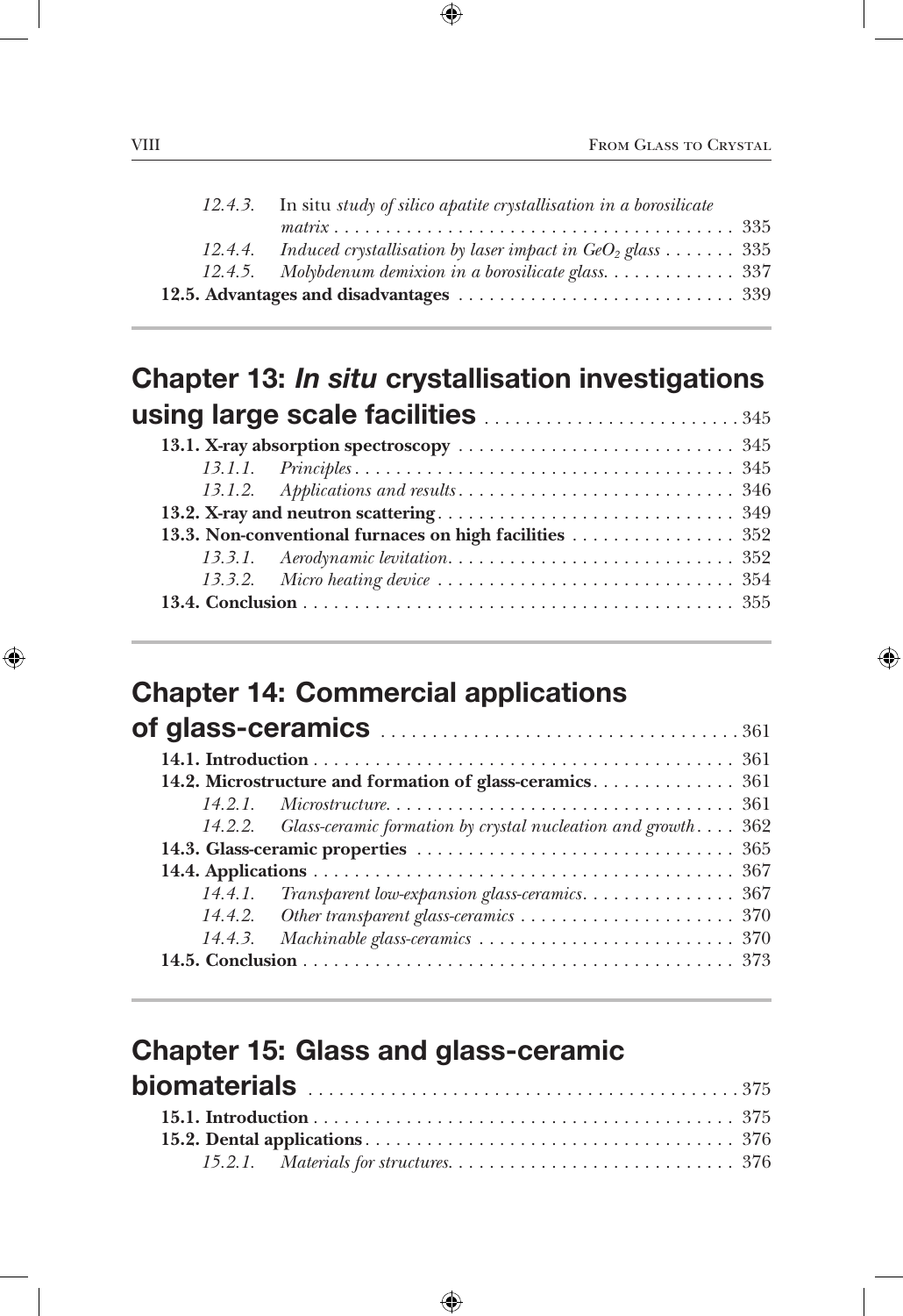*12.4.3.* In situ *study of silico apatite crystallisation in a borosilicate matrix* . . . . . . . . . . . . . . . . . . . . . . . . . . . . . . . . . . . . . . . . 335

*12.4.4.* *Induced crystallisation by laser impact in $GeO_2$ glass* . . . . . . . 335

*12.4.5.* *Molybdenum demixion in a borosilicate glass.* . . . . . . . . . . . . 337

**12.5. Advantages and disadvantages** . . . . . . . . . . . . . . . . . . . . . . . . . . . 339

## Chapter 13: *In situ* crystallisation investigations using large scale facilities . . . . . . . . . . . . . . . . . . . . . . . . 345

**13.1. X-ray absorption spectroscopy** . . . . . . . . . . . . . . . . . . . . . . . . . . . 345

*13.1.1.* *Principles* . . . . . . . . . . . . . . . . . . . . . . . . . . . . . . . . . . . . . 345

*13.1.2.* *Applications and results* . . . . . . . . . . . . . . . . . . . . . . . . . . . 346

**13.2. X-ray and neutron scattering** . . . . . . . . . . . . . . . . . . . . . . . . . . . . . 349

**13.3. Non-conventional furnaces on high facilities** . . . . . . . . . . . . . . . . 352

*13.3.1.* *Aerodynamic levitation* . . . . . . . . . . . . . . . . . . . . . . . . . . . . 352

*13.3.2.* *Micro heating device* . . . . . . . . . . . . . . . . . . . . . . . . . . . . . 354

**13.4. Conclusion** . . . . . . . . . . . . . . . . . . . . . . . . . . . . . . . . . . . . . . . . . . 355

## Chapter 14: Commercial applications of glass-ceramics . . . . . . . . . . . . . . . . . . . . . . . . . . . . . . . . . . 361

**14.1. Introduction** . . . . . . . . . . . . . . . . . . . . . . . . . . . . . . . . . . . . . . . . . 361

**14.2. Microstructure and formation of glass-ceramics** . . . . . . . . . . . . . . 361

*14.2.1.* *Microstructure* . . . . . . . . . . . . . . . . . . . . . . . . . . . . . . . . . . 361

*14.2.2.* *Glass-ceramic formation by crystal nucleation and growth* . . . . 362

**14.3. Glass-ceramic properties** . . . . . . . . . . . . . . . . . . . . . . . . . . . . . . . 365

**14.4. Applications** . . . . . . . . . . . . . . . . . . . . . . . . . . . . . . . . . . . . . . . . . 367

*14.4.1.* *Transparent low-expansion glass-ceramics* . . . . . . . . . . . . . . . 367

*14.4.2.* *Other transparent glass-ceramics* . . . . . . . . . . . . . . . . . . . . . 370

*14.4.3.* *Machinable glass-ceramics* . . . . . . . . . . . . . . . . . . . . . . . . . 370

**14.5. Conclusion** . . . . . . . . . . . . . . . . . . . . . . . . . . . . . . . . . . . . . . . . . . 373

## Chapter 15: Glass and glass-ceramic biomaterials . . . . . . . . . . . . . . . . . . . . . . . . . . . . . . . . . . . . . . . . . 375

**15.1. Introduction** . . . . . . . . . . . . . . . . . . . . . . . . . . . . . . . . . . . . . . . . . 375

**15.2. Dental applications** . . . . . . . . . . . . . . . . . . . . . . . . . . . . . . . . . . . . 376

*15.2.1.* *Materials for structures* . . . . . . . . . . . . . . . . . . . . . . . . . . . . 376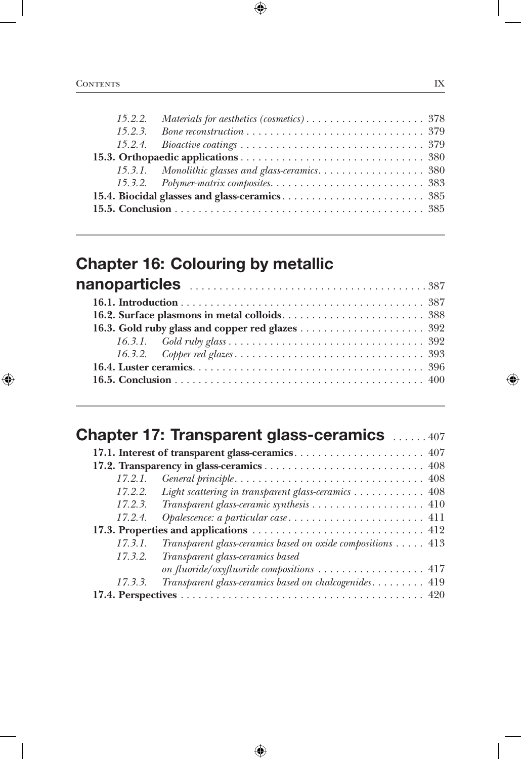15.2.2. *Materials for aesthetics (cosmetics)* . . . . . . . . . . . . . . . . . . . . 378
15.2.3. *Bone reconstruction* . . . . . . . . . . . . . . . . . . . . . . . . . . . . . . 379
15.2.4. *Bioactive coatings* . . . . . . . . . . . . . . . . . . . . . . . . . . . . . . . 379
**15.3. Orthopaedic applications** . . . . . . . . . . . . . . . . . . . . . . . . . . . . . . 380
15.3.1. *Monolithic glasses and glass-ceramics* . . . . . . . . . . . . . . . . . . 380
15.3.2. *Polymer-matrix composites* . . . . . . . . . . . . . . . . . . . . . . . . . . 383
**15.4. Biocidal glasses and glass-ceramics** . . . . . . . . . . . . . . . . . . . . . . . . 385
**15.5. Conclusion** . . . . . . . . . . . . . . . . . . . . . . . . . . . . . . . . . . . . . . . . . . 385

## Chapter 16: Colouring by metallic nanoparticles . . . . . . . . . . . . . . . . . . . . . . . . . . . . . . . . . . . . . 387

**16.1. Introduction** . . . . . . . . . . . . . . . . . . . . . . . . . . . . . . . . . . . . . . . . . 387
**16.2. Surface plasmons in metal colloids** . . . . . . . . . . . . . . . . . . . . . . . . 388
**16.3. Gold ruby glass and copper red glazes** . . . . . . . . . . . . . . . . . . . . . 392
16.3.1. *Gold ruby glass* . . . . . . . . . . . . . . . . . . . . . . . . . . . . . . . . . 392
16.3.2. *Copper red glazes* . . . . . . . . . . . . . . . . . . . . . . . . . . . . . . . . 393
**16.4. Luster ceramics** . . . . . . . . . . . . . . . . . . . . . . . . . . . . . . . . . . . . . . . 396
**16.5. Conclusion** . . . . . . . . . . . . . . . . . . . . . . . . . . . . . . . . . . . . . . . . . . 400

## Chapter 17: Transparent glass-ceramics . . . . . . 407

**17.1. Interest of transparent glass-ceramics** . . . . . . . . . . . . . . . . . . . . . . 407
**17.2. Transparency in glass-ceramics** . . . . . . . . . . . . . . . . . . . . . . . . . . . 408
17.2.1. *General principle* . . . . . . . . . . . . . . . . . . . . . . . . . . . . . . . . 408
17.2.2. *Light scattering in transparent glass-ceramics* . . . . . . . . . . . . 408
17.2.3. *Transparent glass-ceramic synthesis* . . . . . . . . . . . . . . . . . . . 410
17.2.4. *Opalescence: a particular case* . . . . . . . . . . . . . . . . . . . . . . . 411
**17.3. Properties and applications** . . . . . . . . . . . . . . . . . . . . . . . . . . . . . 412
17.3.1. *Transparent glass-ceramics based on oxide compositions* . . . . . 413
17.3.2. *Transparent glass-ceramics based on fluoride/oxyfluoride compositions* . . . . . . . . . . . . . . . . . . 417
17.3.3. *Transparent glass-ceramics based on chalcogenides* . . . . . . . . . 419
**17.4. Perspectives** . . . . . . . . . . . . . . . . . . . . . . . . . . . . . . . . . . . . . . . . . 420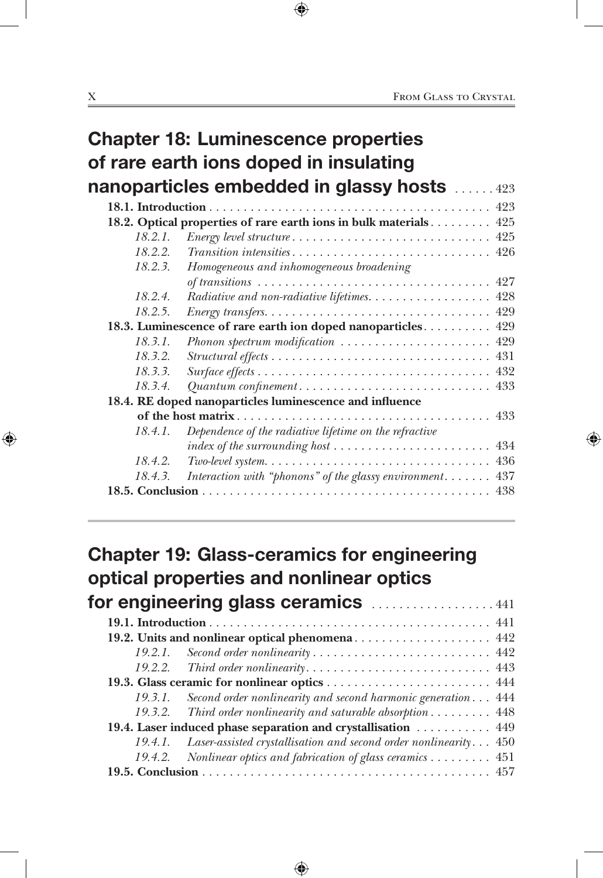## Chapter 18: Luminescence properties of rare earth ions doped in insulating nanoparticles embedded in glassy hosts ...... 423

**18.1. Introduction** ........ 423

**18.2. Optical properties of rare earth ions in bulk materials** ........ 425

- *18.2.1. Energy level structure* ........ 425
- *18.2.2. Transition intensities* ........ 426
- *18.2.3. Homogeneous and inhomogeneous broadening of transitions* ........ 427
- *18.2.4. Radiative and non-radiative lifetimes* ........ 428
- *18.2.5. Energy transfers* ........ 429

**18.3. Luminescence of rare earth ion doped nanoparticles** ........ 429

- *18.3.1. Phonon spectrum modification* ........ 429
- *18.3.2. Structural effects* ........ 431
- *18.3.3. Surface effects* ........ 432
- *18.3.4. Quantum confinement* ........ 433

**18.4. RE doped nanoparticles luminescence and influence of the host matrix** ........ 433

- *18.4.1. Dependence of the radiative lifetime on the refractive index of the surrounding host* ........ 434
- *18.4.2. Two-level system* ........ 436
- *18.4.3. Interaction with "phonons" of the glassy environment* ........ 437

**18.5. Conclusion** ........ 438

## Chapter 19: Glass-ceramics for engineering optical properties and nonlinear optics for engineering glass ceramics ........ 441

**19.1. Introduction** ........ 441

**19.2. Units and nonlinear optical phenomena** ........ 442

- *19.2.1. Second order nonlinearity* ........ 442
- *19.2.2. Third order nonlinearity* ........ 443

**19.3. Glass ceramic for nonlinear optics** ........ 444

- *19.3.1. Second order nonlinearity and second harmonic generation* ........ 444
- *19.3.2. Third order nonlinearity and saturable absorption* ........ 448

**19.4. Laser induced phase separation and crystallisation** ........ 449

- *19.4.1. Laser-assisted crystallisation and second order nonlinearity* ........ 450
- *19.4.2. Nonlinear optics and fabrication of glass ceramics* ........ 451

**19.5. Conclusion** ........ 457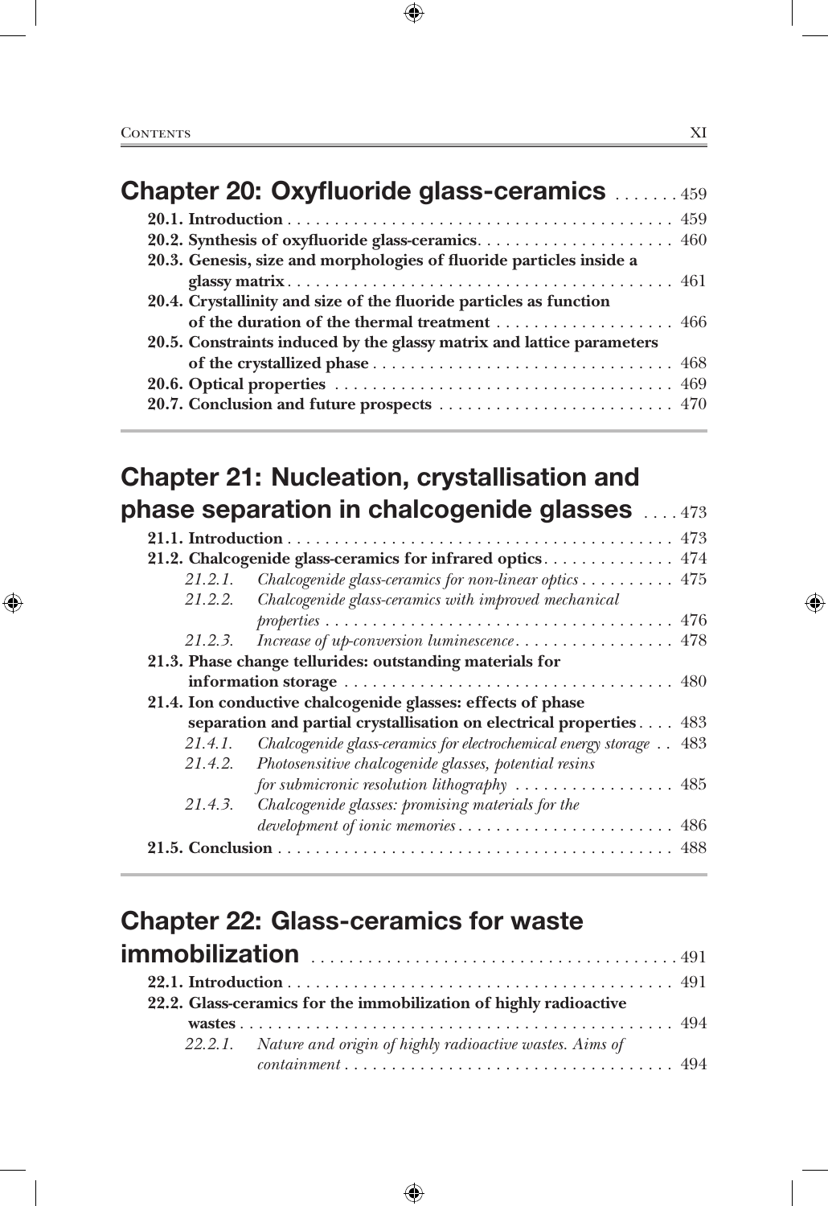## Chapter 20: Oxyfluoride glass-ceramics ....... 459

**20.1. Introduction** ........ 459

**20.2. Synthesis of oxyfluoride glass-ceramics** ........ 460

**20.3. Genesis, size and morphologies of fluoride particles inside a glassy matrix** ........ 461

**20.4. Crystallinity and size of the fluoride particles as function of the duration of the thermal treatment** ........ 466

**20.5. Constraints induced by the glassy matrix and lattice parameters of the crystallized phase** ........ 468

**20.6. Optical properties** ........ 469

**20.7. Conclusion and future prospects** ........ 470

## Chapter 21: Nucleation, crystallisation and phase separation in chalcogenide glasses .... 473

**21.1. Introduction** ........ 473

**21.2. Chalcogenide glass-ceramics for infrared optics** ........ 474

*21.2.1. Chalcogenide glass-ceramics for non-linear optics* ........ 475

*21.2.2. Chalcogenide glass-ceramics with improved mechanical properties* ........ 476

*21.2.3. Increase of up-conversion luminescence* ........ 478

**21.3. Phase change tellurides: outstanding materials for information storage** ........ 480

**21.4. Ion conductive chalcogenide glasses: effects of phase separation and partial crystallisation on electrical properties** ........ 483

*21.4.1. Chalcogenide glass-ceramics for electrochemical energy storage* ........ 483

*21.4.2. Photosensitive chalcogenide glasses, potential resins for submicronic resolution lithography* ........ 485

*21.4.3. Chalcogenide glasses: promising materials for the development of ionic memories* ........ 486

**21.5. Conclusion** ........ 488

## Chapter 22: Glass-ceramics for waste immobilization ........ 491

**22.1. Introduction** ........ 491

**22.2. Glass-ceramics for the immobilization of highly radioactive wastes** ........ 494

*22.2.1. Nature and origin of highly radioactive wastes. Aims of containment* ........ 494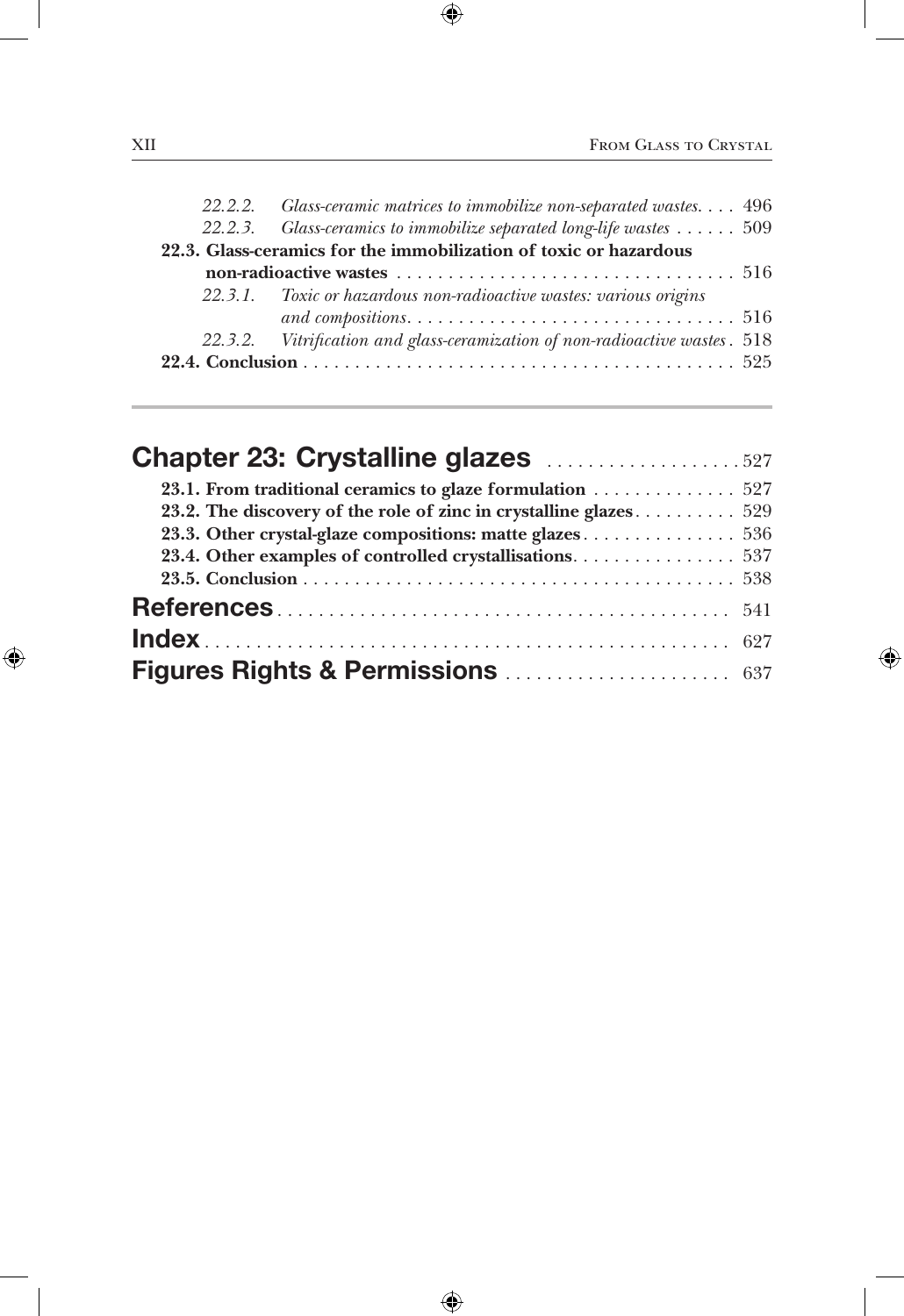*22.2.2. Glass-ceramic matrices to immobilize non-separated wastes. . . .* 496

*22.2.3. Glass-ceramics to immobilize separated long-life wastes . . . . . .* 509

**22.3. Glass-ceramics for the immobilization of toxic or hazardous non-radioactive wastes . . . . . . . . . . . . . . . . . . . . . . . . . . . . . . . .** 516

*22.3.1. Toxic or hazardous non-radioactive wastes: various origins and compositions. . . . . . . . . . . . . . . . . . . . . . . . . . . . . . . .* 516

*22.3.2. Vitrification and glass-ceramization of non-radioactive wastes.* 518

**22.4. Conclusion . . . . . . . . . . . . . . . . . . . . . . . . . . . . . . . . . . . . . . . . .** 525

## Chapter 23: Crystalline glazes . . . . . . . . . . . . . . . . . . 527

**23.1. From traditional ceramics to glaze formulation . . . . . . . . . . . . . .** 527

**23.2. The discovery of the role of zinc in crystalline glazes. . . . . . . . . .** 529

**23.3. Other crystal-glaze compositions: matte glazes . . . . . . . . . . . . . . .** 536

**23.4. Other examples of controlled crystallisations. . . . . . . . . . . . . . . .** 537

**23.5. Conclusion . . . . . . . . . . . . . . . . . . . . . . . . . . . . . . . . . . . . . . . . .** 538

## References. . . . . . . . . . . . . . . . . . . . . . . . . . . . . . . . . . . . . . . . . 541

## Index. . . . . . . . . . . . . . . . . . . . . . . . . . . . . . . . . . . . . . . . . . . . . . . . 627

## Figures Rights & Permissions . . . . . . . . . . . . . . . . . . . . . . 637